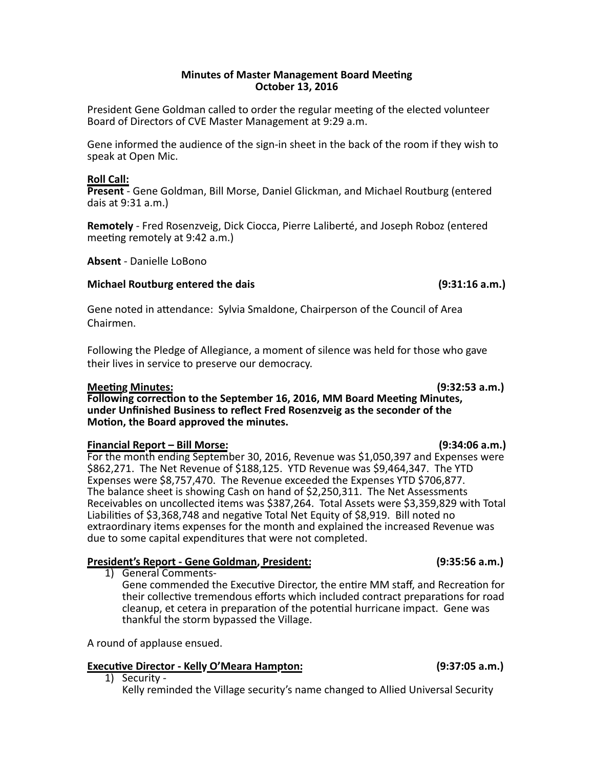**Minutes of Master Management Board Meeting**
**October 13, 2016**

President Gene Goldman called to order the regular meeting of the elected volunteer Board of Directors of CVE Master Management at 9:29 a.m.

Gene informed the audience of the sign-in sheet in the back of the room if they wish to speak at Open Mic.

**Roll Call:**
**Present** - Gene Goldman, Bill Morse, Daniel Glickman, and Michael Routburg (entered dais at 9:31 a.m.)

**Remotely** - Fred Rosenzveig, Dick Ciocca, Pierre Laliberté, and Joseph Roboz (entered meeting remotely at 9:42 a.m.)

**Absent** - Danielle LoBono

**Michael Routburg entered the dais (9:31:16 a.m.)**

Gene noted in attendance: Sylvia Smaldone, Chairperson of the Council of Area Chairmen.

Following the Pledge of Allegiance, a moment of silence was held for those who gave their lives in service to preserve our democracy.

**Meeting Minutes: (9:32:53 a.m.)**
**Following correction to the September 16, 2016, MM Board Meeting Minutes, under Unfinished Business to reflect Fred Rosenzveig as the seconder of the Motion, the Board approved the minutes.**

**Financial Report – Bill Morse: (9:34:06 a.m.)**
For the month ending September 30, 2016, Revenue was $1,050,397 and Expenses were $862,271. The Net Revenue of $188,125. YTD Revenue was $9,464,347. The YTD Expenses were $8,757,470. The Revenue exceeded the Expenses YTD $706,877. The balance sheet is showing Cash on hand of $2,250,311. The Net Assessments Receivables on uncollected items was $387,264. Total Assets were $3,359,829 with Total Liabilities of $3,368,748 and negative Total Net Equity of $8,919. Bill noted no extraordinary items expenses for the month and explained the increased Revenue was due to some capital expenditures that were not completed.

**President's Report - Gene Goldman, President: (9:35:56 a.m.)**

1) General Comments-
Gene commended the Executive Director, the entire MM staff, and Recreation for their collective tremendous efforts which included contract preparations for road cleanup, et cetera in preparation of the potential hurricane impact. Gene was thankful the storm bypassed the Village.

A round of applause ensued.

**Executive Director - Kelly O'Meara Hampton: (9:37:05 a.m.)**

1) Security -
Kelly reminded the Village security's name changed to Allied Universal Security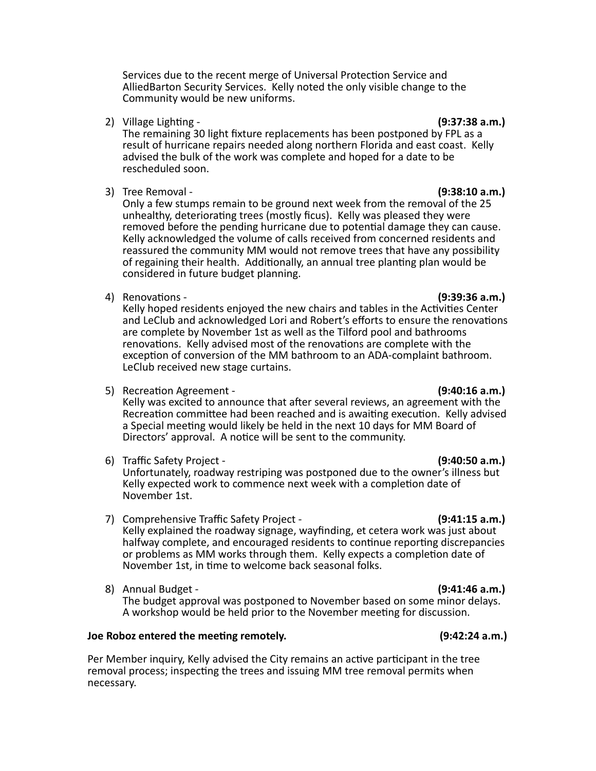Services due to the recent merge of Universal Protection Service and AlliedBarton Security Services. Kelly noted the only visible change to the Community would be new uniforms.

2) Village Lighting - **(9:37:38 a.m.)**
The remaining 30 light fixture replacements has been postponed by FPL as a result of hurricane repairs needed along northern Florida and east coast. Kelly advised the bulk of the work was complete and hoped for a date to be rescheduled soon.

3) Tree Removal - **(9:38:10 a.m.)**
Only a few stumps remain to be ground next week from the removal of the 25 unhealthy, deteriorating trees (mostly ficus). Kelly was pleased they were removed before the pending hurricane due to potential damage they can cause. Kelly acknowledged the volume of calls received from concerned residents and reassured the community MM would not remove trees that have any possibility of regaining their health. Additionally, an annual tree planting plan would be considered in future budget planning.

4) Renovations - **(9:39:36 a.m.)**
Kelly hoped residents enjoyed the new chairs and tables in the Activities Center and LeClub and acknowledged Lori and Robert's efforts to ensure the renovations are complete by November 1st as well as the Tilford pool and bathrooms renovations. Kelly advised most of the renovations are complete with the exception of conversion of the MM bathroom to an ADA-complaint bathroom. LeClub received new stage curtains.

5) Recreation Agreement - **(9:40:16 a.m.)**
Kelly was excited to announce that after several reviews, an agreement with the Recreation committee had been reached and is awaiting execution. Kelly advised a Special meeting would likely be held in the next 10 days for MM Board of Directors' approval. A notice will be sent to the community.

6) Traffic Safety Project - **(9:40:50 a.m.)**
Unfortunately, roadway restriping was postponed due to the owner's illness but Kelly expected work to commence next week with a completion date of November 1st.

7) Comprehensive Traffic Safety Project - **(9:41:15 a.m.)**
Kelly explained the roadway signage, wayfinding, et cetera work was just about halfway complete, and encouraged residents to continue reporting discrepancies or problems as MM works through them. Kelly expects a completion date of November 1st, in time to welcome back seasonal folks.

8) Annual Budget - **(9:41:46 a.m.)**
The budget approval was postponed to November based on some minor delays. A workshop would be held prior to the November meeting for discussion.

**Joe Roboz entered the meeting remotely. (9:42:24 a.m.)**

Per Member inquiry, Kelly advised the City remains an active participant in the tree removal process; inspecting the trees and issuing MM tree removal permits when necessary.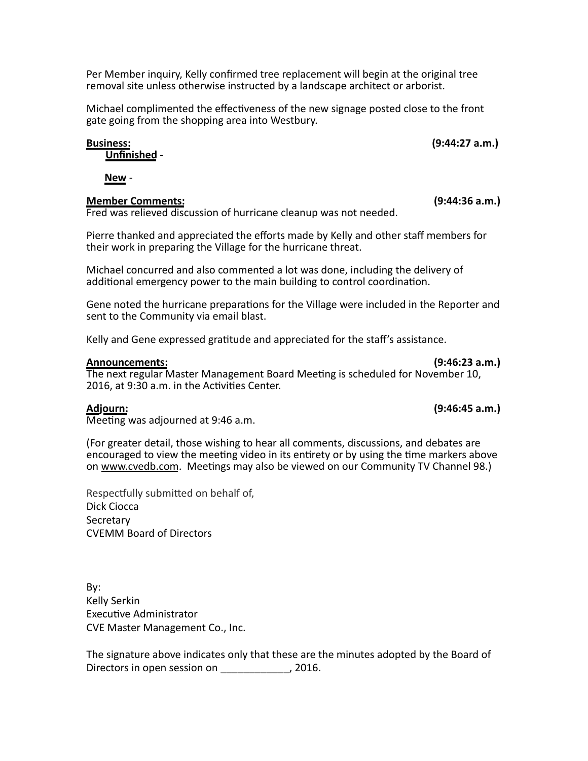Per Member inquiry, Kelly confirmed tree replacement will begin at the original tree removal site unless otherwise instructed by a landscape architect or arborist.

Michael complimented the effectiveness of the new signage posted close to the front gate going from the shopping area into Westbury.

**Business:** **(9:44:27 a.m.)**

**Unfinished** -

**New** -

**Member Comments:** **(9:44:36 a.m.)**

Fred was relieved discussion of hurricane cleanup was not needed.

Pierre thanked and appreciated the efforts made by Kelly and other staff members for their work in preparing the Village for the hurricane threat.

Michael concurred and also commented a lot was done, including the delivery of additional emergency power to the main building to control coordination.

Gene noted the hurricane preparations for the Village were included in the Reporter and sent to the Community via email blast.

Kelly and Gene expressed gratitude and appreciated for the staff's assistance.

**Announcements:** **(9:46:23 a.m.)**

The next regular Master Management Board Meeting is scheduled for November 10, 2016, at 9:30 a.m. in the Activities Center.

**Adjourn:** **(9:46:45 a.m.)**

Meeting was adjourned at 9:46 a.m.

(For greater detail, those wishing to hear all comments, discussions, and debates are encouraged to view the meeting video in its entirety or by using the time markers above on www.cvedb.com. Meetings may also be viewed on our Community TV Channel 98.)

Respectfully submitted on behalf of,
Dick Ciocca
Secretary
CVEMM Board of Directors

By:
Kelly Serkin
Executive Administrator
CVE Master Management Co., Inc.

The signature above indicates only that these are the minutes adopted by the Board of Directors in open session on ____________, 2016.